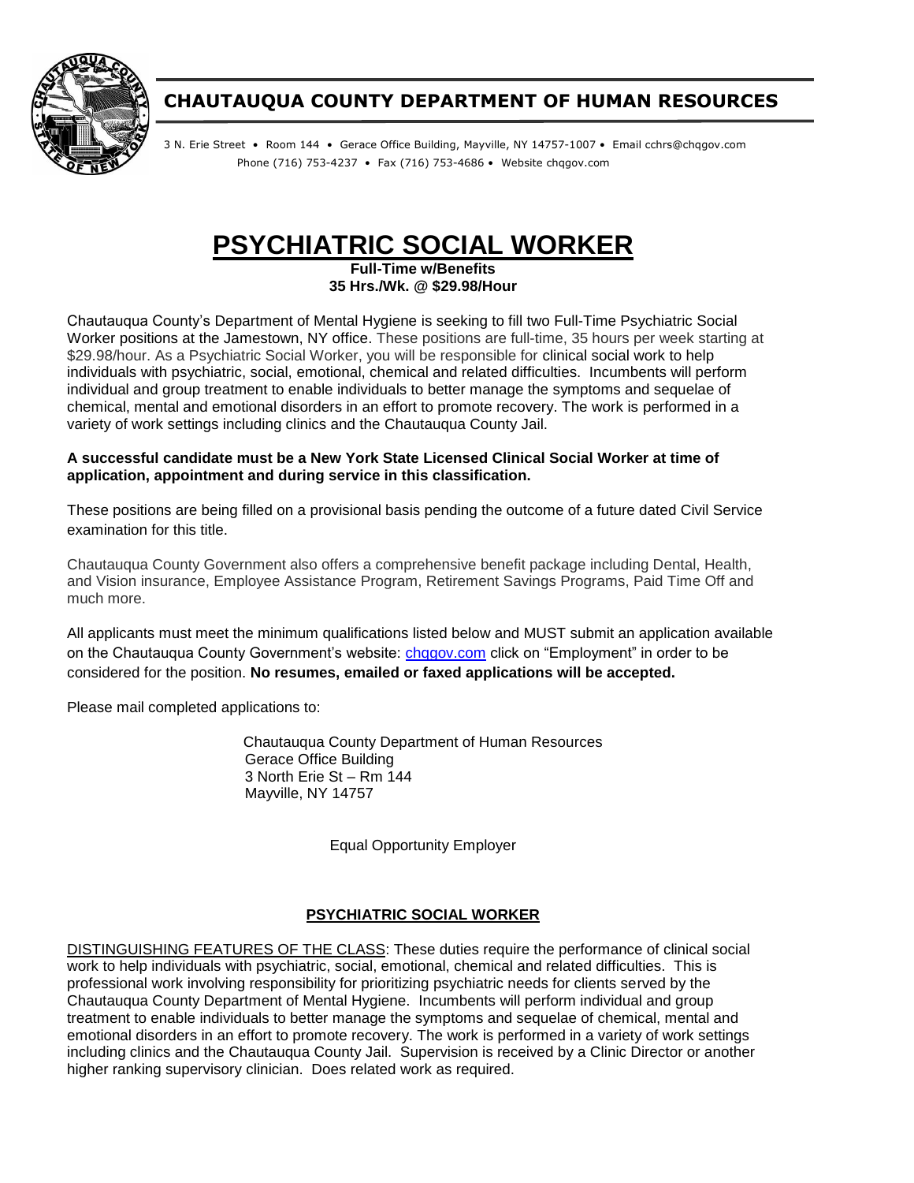## CHAUTAUQUA COUNTY DEPARTMENT OF HUMAN RESOURCES

3 N. Erie Street • Room 144 • Gerace Office Building, Mayville, NY 14757-1007 • Email cchrs@chqgov.com
Phone (716) 753-4237 • Fax (716) 753-4686 • Website chqgov.com

# PSYCHIATRIC SOCIAL WORKER

**Full-Time w/Benefits**
**35 Hrs./Wk. @ $29.98/Hour**

Chautauqua County's Department of Mental Hygiene is seeking to fill two Full-Time Psychiatric Social Worker positions at the Jamestown, NY office. These positions are full-time, 35 hours per week starting at $29.98/hour. As a Psychiatric Social Worker, you will be responsible for clinical social work to help individuals with psychiatric, social, emotional, chemical and related difficulties. Incumbents will perform individual and group treatment to enable individuals to better manage the symptoms and sequelae of chemical, mental and emotional disorders in an effort to promote recovery. The work is performed in a variety of work settings including clinics and the Chautauqua County Jail.

**A successful candidate must be a New York State Licensed Clinical Social Worker at time of application, appointment and during service in this classification.**

These positions are being filled on a provisional basis pending the outcome of a future dated Civil Service examination for this title.

Chautauqua County Government also offers a comprehensive benefit package including Dental, Health, and Vision insurance, Employee Assistance Program, Retirement Savings Programs, Paid Time Off and much more.

All applicants must meet the minimum qualifications listed below and MUST submit an application available on the Chautauqua County Government's website: [chqgov.com](chqgov.com) click on "Employment" in order to be considered for the position. **No resumes, emailed or faxed applications will be accepted.**

Please mail completed applications to:

Chautauqua County Department of Human Resources
Gerace Office Building
3 North Erie St – Rm 144
Mayville, NY 14757

Equal Opportunity Employer

## PSYCHIATRIC SOCIAL WORKER

DISTINGUISHING FEATURES OF THE CLASS: These duties require the performance of clinical social work to help individuals with psychiatric, social, emotional, chemical and related difficulties. This is professional work involving responsibility for prioritizing psychiatric needs for clients served by the Chautauqua County Department of Mental Hygiene. Incumbents will perform individual and group treatment to enable individuals to better manage the symptoms and sequelae of chemical, mental and emotional disorders in an effort to promote recovery. The work is performed in a variety of work settings including clinics and the Chautauqua County Jail. Supervision is received by a Clinic Director or another higher ranking supervisory clinician. Does related work as required.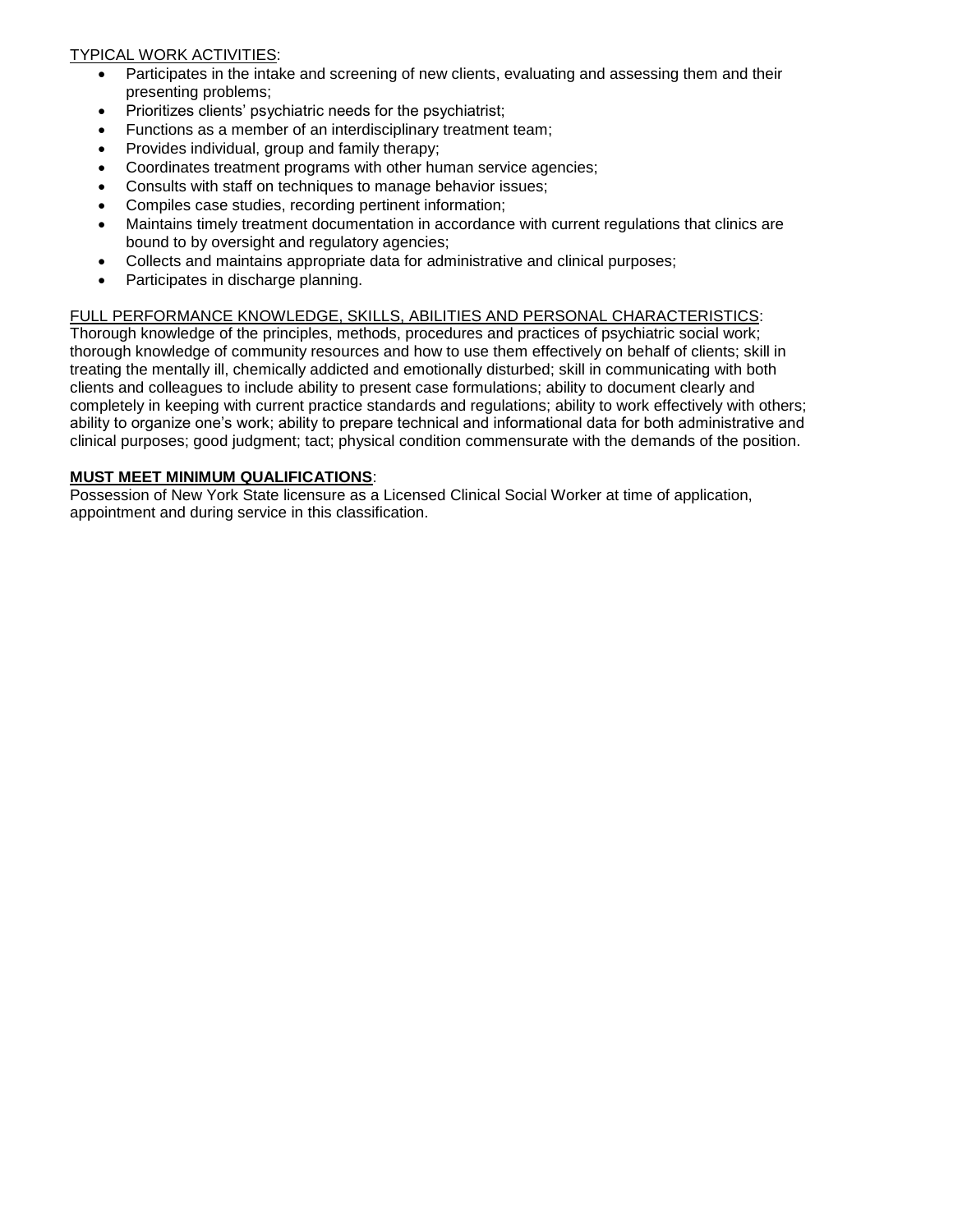TYPICAL WORK ACTIVITIES:

- Participates in the intake and screening of new clients, evaluating and assessing them and their presenting problems;
- Prioritizes clients' psychiatric needs for the psychiatrist;
- Functions as a member of an interdisciplinary treatment team;
- Provides individual, group and family therapy;
- Coordinates treatment programs with other human service agencies;
- Consults with staff on techniques to manage behavior issues;
- Compiles case studies, recording pertinent information;
- Maintains timely treatment documentation in accordance with current regulations that clinics are bound to by oversight and regulatory agencies;
- Collects and maintains appropriate data for administrative and clinical purposes;
- Participates in discharge planning.

FULL PERFORMANCE KNOWLEDGE, SKILLS, ABILITIES AND PERSONAL CHARACTERISTICS:
Thorough knowledge of the principles, methods, procedures and practices of psychiatric social work; thorough knowledge of community resources and how to use them effectively on behalf of clients; skill in treating the mentally ill, chemically addicted and emotionally disturbed; skill in communicating with both clients and colleagues to include ability to present case formulations; ability to document clearly and completely in keeping with current practice standards and regulations; ability to work effectively with others; ability to organize one's work; ability to prepare technical and informational data for both administrative and clinical purposes; good judgment; tact; physical condition commensurate with the demands of the position.

**MUST MEET MINIMUM QUALIFICATIONS**:
Possession of New York State licensure as a Licensed Clinical Social Worker at time of application, appointment and during service in this classification.